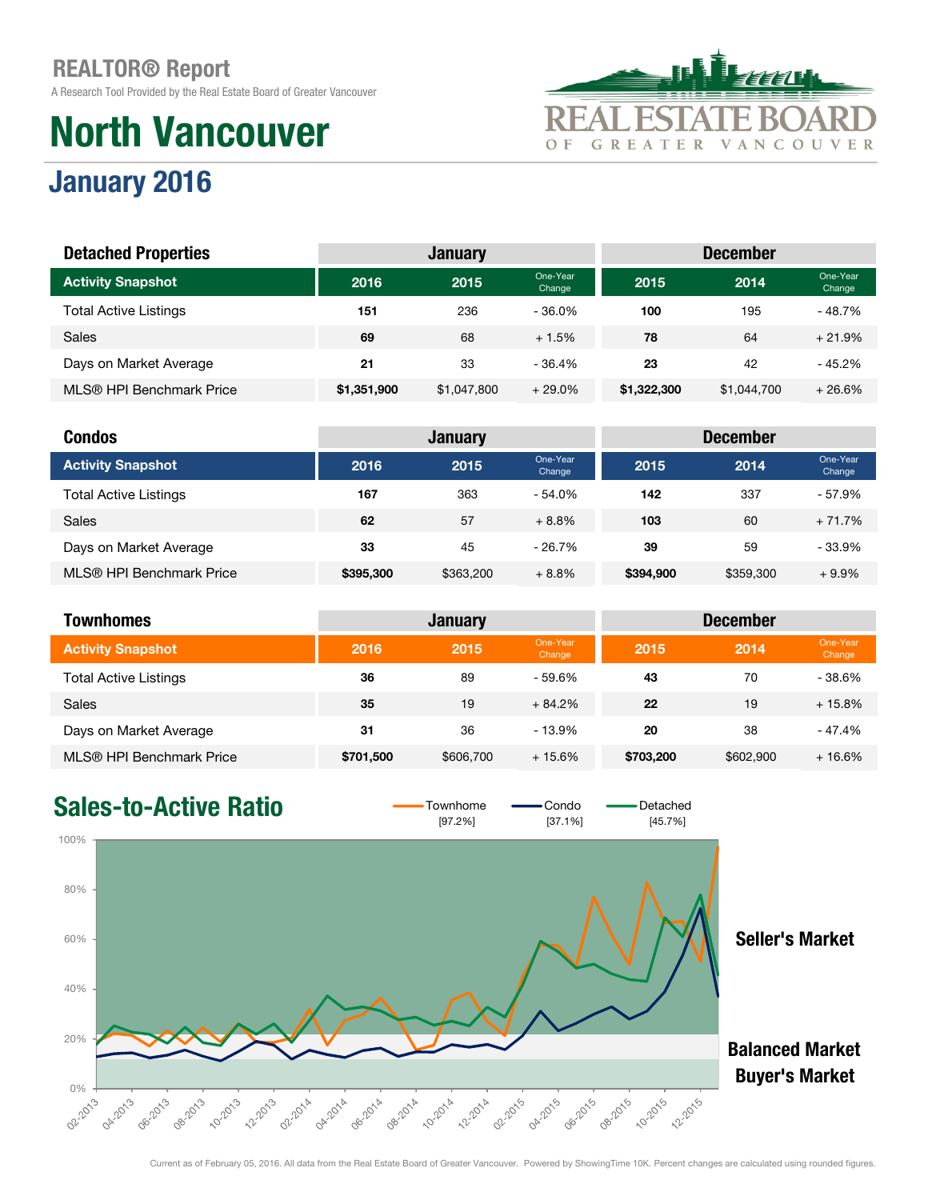# REALTOR® Report

A Research Tool Provided by the Real Estate Board of Greater Vancouver

REAL ESTATE BOARD OF GREATER VANCOUVER

# North Vancouver

## January 2016

| Detached Properties | January | | | December | | |
|---|---|---|---|---|---|---|
| **Activity Snapshot** | **2016** | **2015** | **One-Year Change** | **2015** | **2014** | **One-Year Change** |
| Total Active Listings | **151** | 236 | - 36.0% | **100** | 195 | - 48.7% |
| Sales | **69** | 68 | + 1.5% | **78** | 64 | + 21.9% |
| Days on Market Average | **21** | 33 | - 36.4% | **23** | 42 | - 45.2% |
| MLS® HPI Benchmark Price | **$1,351,900** | $1,047,800 | + 29.0% | **$1,322,300** | $1,044,700 | + 26.6% |

| Condos | January | | | December | | |
|---|---|---|---|---|---|---|
| **Activity Snapshot** | **2016** | **2015** | **One-Year Change** | **2015** | **2014** | **One-Year Change** |
| Total Active Listings | **167** | 363 | - 54.0% | **142** | 337 | - 57.9% |
| Sales | **62** | 57 | + 8.8% | **103** | 60 | + 71.7% |
| Days on Market Average | **33** | 45 | - 26.7% | **39** | 59 | - 33.9% |
| MLS® HPI Benchmark Price | **$395,300** | $363,200 | + 8.8% | **$394,900** | $359,300 | + 9.9% |

| Townhomes | January | | | December | | |
|---|---|---|---|---|---|---|
| **Activity Snapshot** | **2016** | **2015** | **One-Year Change** | **2015** | **2014** | **One-Year Change** |
| Total Active Listings | **36** | 89 | - 59.6% | **43** | 70 | - 38.6% |
| Sales | **35** | 19 | + 84.2% | **22** | 19 | + 15.8% |
| Days on Market Average | **31** | 36 | - 13.9% | **20** | 38 | - 47.4% |
| MLS® HPI Benchmark Price | **$701,500** | $606,700 | + 15.6% | **$703,200** | $602,900 | + 16.6% |

## Sales-to-Active Ratio

Townhome [97.2%] Condo [37.1%] Detached [45.7%]

Seller's Market

Balanced Market

Buyer's Market

Current as of February 05, 2016. All data from the Real Estate Board of Greater Vancouver. Powered by ShowingTime 10K. Percent changes are calculated using rounded figures.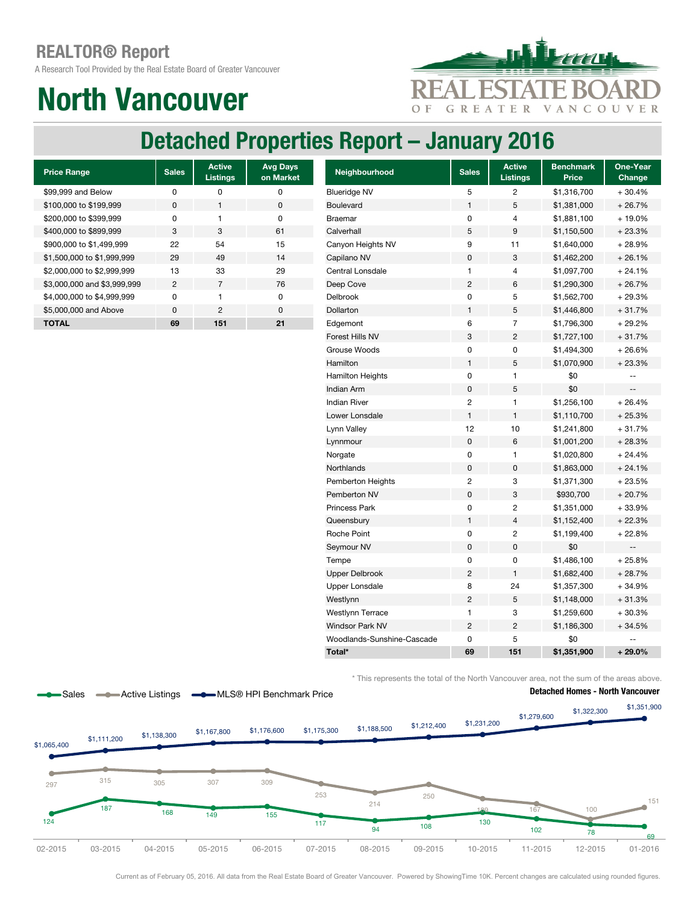# REALTOR® Report

A Research Tool Provided by the Real Estate Board of Greater Vancouver

# North Vancouver

## Detached Properties Report – January 2016

| Price Range | Sales | Active Listings | Avg Days on Market |
|---|---|---|---|
| $99,999 and Below | 0 | 0 | 0 |
| $100,000 to $199,999 | 0 | 1 | 0 |
| $200,000 to $399,999 | 0 | 1 | 0 |
| $400,000 to $899,999 | 3 | 3 | 61 |
| $900,000 to $1,499,999 | 22 | 54 | 15 |
| $1,500,000 to $1,999,999 | 29 | 49 | 14 |
| $2,000,000 to $2,999,999 | 13 | 33 | 29 |
| $3,000,000 and $3,999,999 | 2 | 7 | 76 |
| $4,000,000 to $4,999,999 | 0 | 1 | 0 |
| $5,000,000 and Above | 0 | 2 | 0 |
| **TOTAL** | **69** | **151** | **21** |

| Neighbourhood | Sales | Active Listings | Benchmark Price | One-Year Change |
|---|---|---|---|---|
| Blueridge NV | 5 | 2 | $1,316,700 | + 30.4% |
| Boulevard | 1 | 5 | $1,381,000 | + 26.7% |
| Braemar | 0 | 4 | $1,881,100 | + 19.0% |
| Calverhall | 5 | 9 | $1,150,500 | + 23.3% |
| Canyon Heights NV | 9 | 11 | $1,640,000 | + 28.9% |
| Capilano NV | 0 | 3 | $1,462,200 | + 26.1% |
| Central Lonsdale | 1 | 4 | $1,097,700 | + 24.1% |
| Deep Cove | 2 | 6 | $1,290,300 | + 26.7% |
| Delbrook | 0 | 5 | $1,562,700 | + 29.3% |
| Dollarton | 1 | 5 | $1,446,800 | + 31.7% |
| Edgemont | 6 | 7 | $1,796,300 | + 29.2% |
| Forest Hills NV | 3 | 2 | $1,727,100 | + 31.7% |
| Grouse Woods | 0 | 0 | $1,494,300 | + 26.6% |
| Hamilton | 1 | 5 | $1,070,900 | + 23.3% |
| Hamilton Heights | 0 | 1 | $0 | -- |
| Indian Arm | 0 | 5 | $0 | -- |
| Indian River | 2 | 1 | $1,256,100 | + 26.4% |
| Lower Lonsdale | 1 | 1 | $1,110,700 | + 25.3% |
| Lynn Valley | 12 | 10 | $1,241,800 | + 31.7% |
| Lynnmour | 0 | 6 | $1,001,200 | + 28.3% |
| Norgate | 0 | 1 | $1,020,800 | + 24.4% |
| Northlands | 0 | 0 | $1,863,000 | + 24.1% |
| Pemberton Heights | 2 | 3 | $1,371,300 | + 23.5% |
| Pemberton NV | 0 | 3 | $930,700 | + 20.7% |
| Princess Park | 0 | 2 | $1,351,000 | + 33.9% |
| Queensbury | 1 | 4 | $1,152,400 | + 22.3% |
| Roche Point | 0 | 2 | $1,199,400 | + 22.8% |
| Seymour NV | 0 | 0 | $0 | -- |
| Tempe | 0 | 0 | $1,486,100 | + 25.8% |
| Upper Delbrook | 2 | 1 | $1,682,400 | + 28.7% |
| Upper Lonsdale | 8 | 24 | $1,357,300 | + 34.9% |
| Westlynn | 2 | 5 | $1,148,000 | + 31.3% |
| Westlynn Terrace | 1 | 3 | $1,259,600 | + 30.3% |
| Windsor Park NV | 2 | 2 | $1,186,300 | + 34.5% |
| Woodlands-Sunshine-Cascade | 0 | 5 | $0 | -- |
| **Total*** | **69** | **151** | **$1,351,900** | **+ 29.0%** |

\* This represents the total of the North Vancouver area, not the sum of the areas above.

**Detached Homes - North Vancouver**

| Month | Sales | Active Listings | MLS® HPI Benchmark Price |
|---|---|---|---|
| 02-2015 | 124 | 297 | $1,065,400 |
| 03-2015 | 187 | 315 | $1,111,200 |
| 04-2015 | 168 | 305 | $1,138,300 |
| 05-2015 | 149 | 307 | $1,167,800 |
| 06-2015 | 155 | 309 | $1,176,600 |
| 07-2015 | 117 | 253 | $1,175,300 |
| 08-2015 | 94 | 214 | $1,188,500 |
| 09-2015 | 108 | 250 | $1,212,400 |
| 10-2015 | 130 | 180 | $1,231,200 |
| 11-2015 | 102 | 167 | $1,279,600 |
| 12-2015 | 78 | 100 | $1,322,300 |
| 01-2016 | 69 | 151 | $1,351,900 |

Current as of February 05, 2016. All data from the Real Estate Board of Greater Vancouver. Powered by ShowingTime 10K. Percent changes are calculated using rounded figures.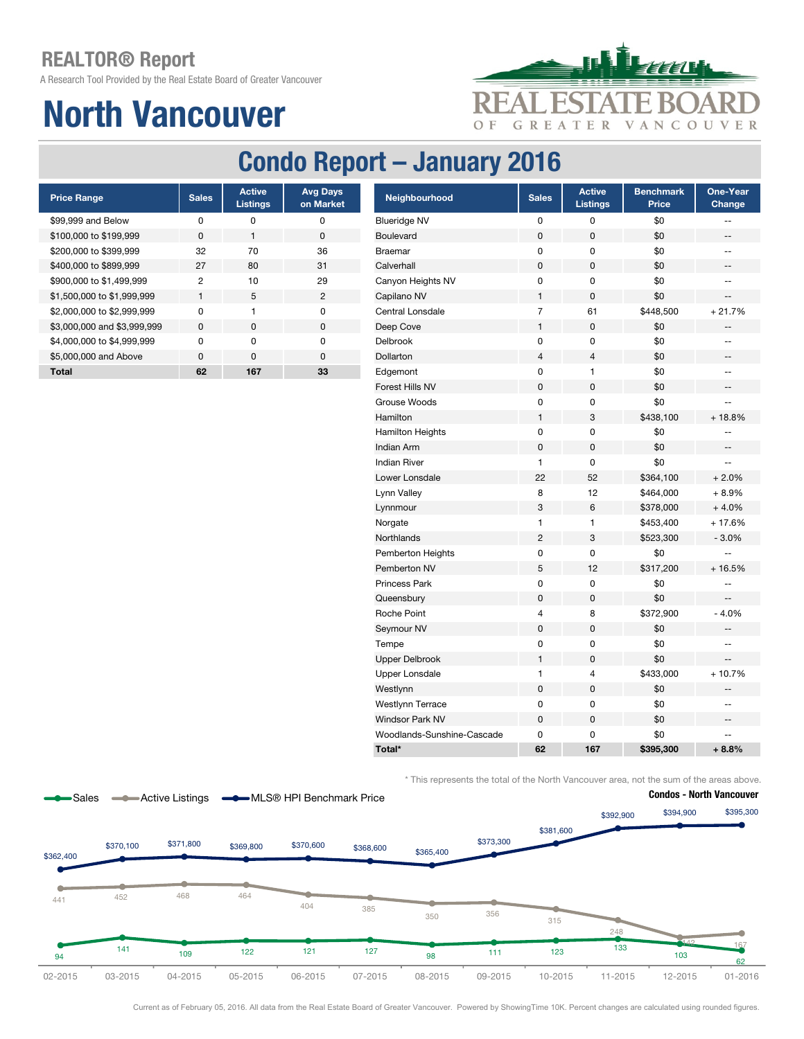# REALTOR® Report

A Research Tool Provided by the Real Estate Board of Greater Vancouver

# North Vancouver

## Condo Report – January 2016

| Price Range | Sales | Active Listings | Avg Days on Market |
|---|---|---|---|
| $99,999 and Below | 0 | 0 | 0 |
| $100,000 to $199,999 | 0 | 1 | 0 |
| $200,000 to $399,999 | 32 | 70 | 36 |
| $400,000 to $899,999 | 27 | 80 | 31 |
| $900,000 to $1,499,999 | 2 | 10 | 29 |
| $1,500,000 to $1,999,999 | 1 | 5 | 2 |
| $2,000,000 to $2,999,999 | 0 | 1 | 0 |
| $3,000,000 and $3,999,999 | 0 | 0 | 0 |
| $4,000,000 to $4,999,999 | 0 | 0 | 0 |
| $5,000,000 and Above | 0 | 0 | 0 |
| **Total** | **62** | **167** | **33** |

| Neighbourhood | Sales | Active Listings | Benchmark Price | One-Year Change |
|---|---|---|---|---|
| Blueridge NV | 0 | 0 | $0 | -- |
| Boulevard | 0 | 0 | $0 | -- |
| Braemar | 0 | 0 | $0 | -- |
| Calverhall | 0 | 0 | $0 | -- |
| Canyon Heights NV | 0 | 0 | $0 | -- |
| Capilano NV | 1 | 0 | $0 | -- |
| Central Lonsdale | 7 | 61 | $448,500 | + 21.7% |
| Deep Cove | 1 | 0 | $0 | -- |
| Delbrook | 0 | 0 | $0 | -- |
| Dollarton | 4 | 4 | $0 | -- |
| Edgemont | 0 | 1 | $0 | -- |
| Forest Hills NV | 0 | 0 | $0 | -- |
| Grouse Woods | 0 | 0 | $0 | -- |
| Hamilton | 1 | 3 | $438,100 | + 18.8% |
| Hamilton Heights | 0 | 0 | $0 | -- |
| Indian Arm | 0 | 0 | $0 | -- |
| Indian River | 1 | 0 | $0 | -- |
| Lower Lonsdale | 22 | 52 | $364,100 | + 2.0% |
| Lynn Valley | 8 | 12 | $464,000 | + 8.9% |
| Lynnmour | 3 | 6 | $378,000 | + 4.0% |
| Norgate | 1 | 1 | $453,400 | + 17.6% |
| Northlands | 2 | 3 | $523,300 | - 3.0% |
| Pemberton Heights | 0 | 0 | $0 | -- |
| Pemberton NV | 5 | 12 | $317,200 | + 16.5% |
| Princess Park | 0 | 0 | $0 | -- |
| Queensbury | 0 | 0 | $0 | -- |
| Roche Point | 4 | 8 | $372,900 | - 4.0% |
| Seymour NV | 0 | 0 | $0 | -- |
| Tempe | 0 | 0 | $0 | -- |
| Upper Delbrook | 1 | 0 | $0 | -- |
| Upper Lonsdale | 1 | 4 | $433,000 | + 10.7% |
| Westlynn | 0 | 0 | $0 | -- |
| Westlynn Terrace | 0 | 0 | $0 | -- |
| Windsor Park NV | 0 | 0 | $0 | -- |
| Woodlands-Sunshine-Cascade | 0 | 0 | $0 | -- |
| **Total*** | **62** | **167** | **$395,300** | **+ 8.8%** |

\* This represents the total of the North Vancouver area, not the sum of the areas above.

**Condos - North Vancouver**

| | 02-2015 | 03-2015 | 04-2015 | 05-2015 | 06-2015 | 07-2015 | 08-2015 | 09-2015 | 10-2015 | 11-2015 | 12-2015 | 01-2016 |
|---|---|---|---|---|---|---|---|---|---|---|---|---|
| Sales | 94 | 141 | 109 | 122 | 121 | 127 | 98 | 111 | 123 | 133 | 103 | 62 |
| Active Listings | 441 | 452 | 468 | 464 | 404 | 385 | 350 | 356 | 315 | 248 | 142 | 167 |
| MLS® HPI Benchmark Price | $362,400 | $370,100 | $371,800 | $369,800 | $370,600 | $368,600 | $365,400 | $373,300 | $381,600 | $392,900 | $394,900 | $395,300 |

Current as of February 05, 2016. All data from the Real Estate Board of Greater Vancouver. Powered by ShowingTime 10K. Percent changes are calculated using rounded figures.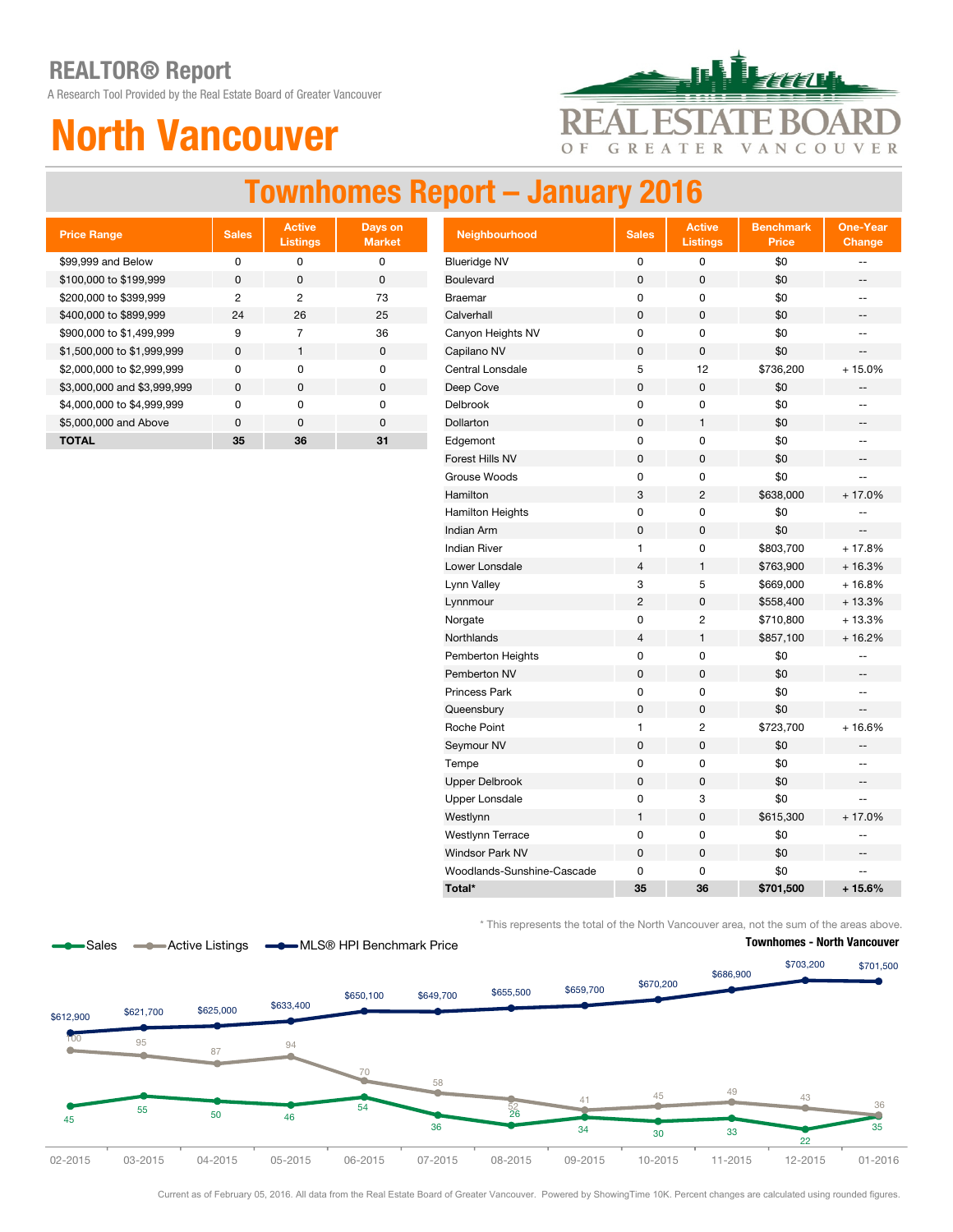# REALTOR® Report

A Research Tool Provided by the Real Estate Board of Greater Vancouver

# North Vancouver

## Townhomes Report – January 2016

| Price Range | Sales | Active Listings | Days on Market |
|---|---|---|---|
| $99,999 and Below | 0 | 0 | 0 |
| $100,000 to $199,999 | 0 | 0 | 0 |
| $200,000 to $399,999 | 2 | 2 | 73 |
| $400,000 to $899,999 | 24 | 26 | 25 |
| $900,000 to $1,499,999 | 9 | 7 | 36 |
| $1,500,000 to $1,999,999 | 0 | 1 | 0 |
| $2,000,000 to $2,999,999 | 0 | 0 | 0 |
| $3,000,000 and $3,999,999 | 0 | 0 | 0 |
| $4,000,000 to $4,999,999 | 0 | 0 | 0 |
| $5,000,000 and Above | 0 | 0 | 0 |
| **TOTAL** | **35** | **36** | **31** |

| Neighbourhood | Sales | Active Listings | Benchmark Price | One-Year Change |
|---|---|---|---|---|
| Blueridge NV | 0 | 0 | $0 | -- |
| Boulevard | 0 | 0 | $0 | -- |
| Braemar | 0 | 0 | $0 | -- |
| Calverhall | 0 | 0 | $0 | -- |
| Canyon Heights NV | 0 | 0 | $0 | -- |
| Capilano NV | 0 | 0 | $0 | -- |
| Central Lonsdale | 5 | 12 | $736,200 | + 15.0% |
| Deep Cove | 0 | 0 | $0 | -- |
| Delbrook | 0 | 0 | $0 | -- |
| Dollarton | 0 | 1 | $0 | -- |
| Edgemont | 0 | 0 | $0 | -- |
| Forest Hills NV | 0 | 0 | $0 | -- |
| Grouse Woods | 0 | 0 | $0 | -- |
| Hamilton | 3 | 2 | $638,000 | + 17.0% |
| Hamilton Heights | 0 | 0 | $0 | -- |
| Indian Arm | 0 | 0 | $0 | -- |
| Indian River | 1 | 0 | $803,700 | + 17.8% |
| Lower Lonsdale | 4 | 1 | $763,900 | + 16.3% |
| Lynn Valley | 3 | 5 | $669,000 | + 16.8% |
| Lynnmour | 2 | 0 | $558,400 | + 13.3% |
| Norgate | 0 | 2 | $710,800 | + 13.3% |
| Northlands | 4 | 1 | $857,100 | + 16.2% |
| Pemberton Heights | 0 | 0 | $0 | -- |
| Pemberton NV | 0 | 0 | $0 | -- |
| Princess Park | 0 | 0 | $0 | -- |
| Queensbury | 0 | 0 | $0 | -- |
| Roche Point | 1 | 2 | $723,700 | + 16.6% |
| Seymour NV | 0 | 0 | $0 | -- |
| Tempe | 0 | 0 | $0 | -- |
| Upper Delbrook | 0 | 0 | $0 | -- |
| Upper Lonsdale | 0 | 3 | $0 | -- |
| Westlynn | 1 | 0 | $615,300 | + 17.0% |
| Westlynn Terrace | 0 | 0 | $0 | -- |
| Windsor Park NV | 0 | 0 | $0 | -- |
| Woodlands-Sunshine-Cascade | 0 | 0 | $0 | -- |
| **Total*** | **35** | **36** | **$701,500** | **+ 15.6%** |

\* This represents the total of the North Vancouver area, not the sum of the areas above.

**Townhomes - North Vancouver**

| Month | Sales | Active Listings | MLS® HPI Benchmark Price |
|---|---|---|---|
| 02-2015 | 45 | 100 | $612,900 |
| 03-2015 | 55 | 95 | $621,700 |
| 04-2015 | 50 | 87 | $625,000 |
| 05-2015 | 46 | 94 | $633,400 |
| 06-2015 | 54 | 70 | $650,100 |
| 07-2015 | 36 | 58 | $649,700 |
| 08-2015 | 26 | 52 | $655,500 |
| 09-2015 | 34 | 41 | $659,700 |
| 10-2015 | 30 | 45 | $670,200 |
| 11-2015 | 33 | 49 | $686,900 |
| 12-2015 | 22 | 43 | $703,200 |
| 01-2016 | 35 | 36 | $701,500 |

Current as of February 05, 2016. All data from the Real Estate Board of Greater Vancouver. Powered by ShowingTime 10K. Percent changes are calculated using rounded figures.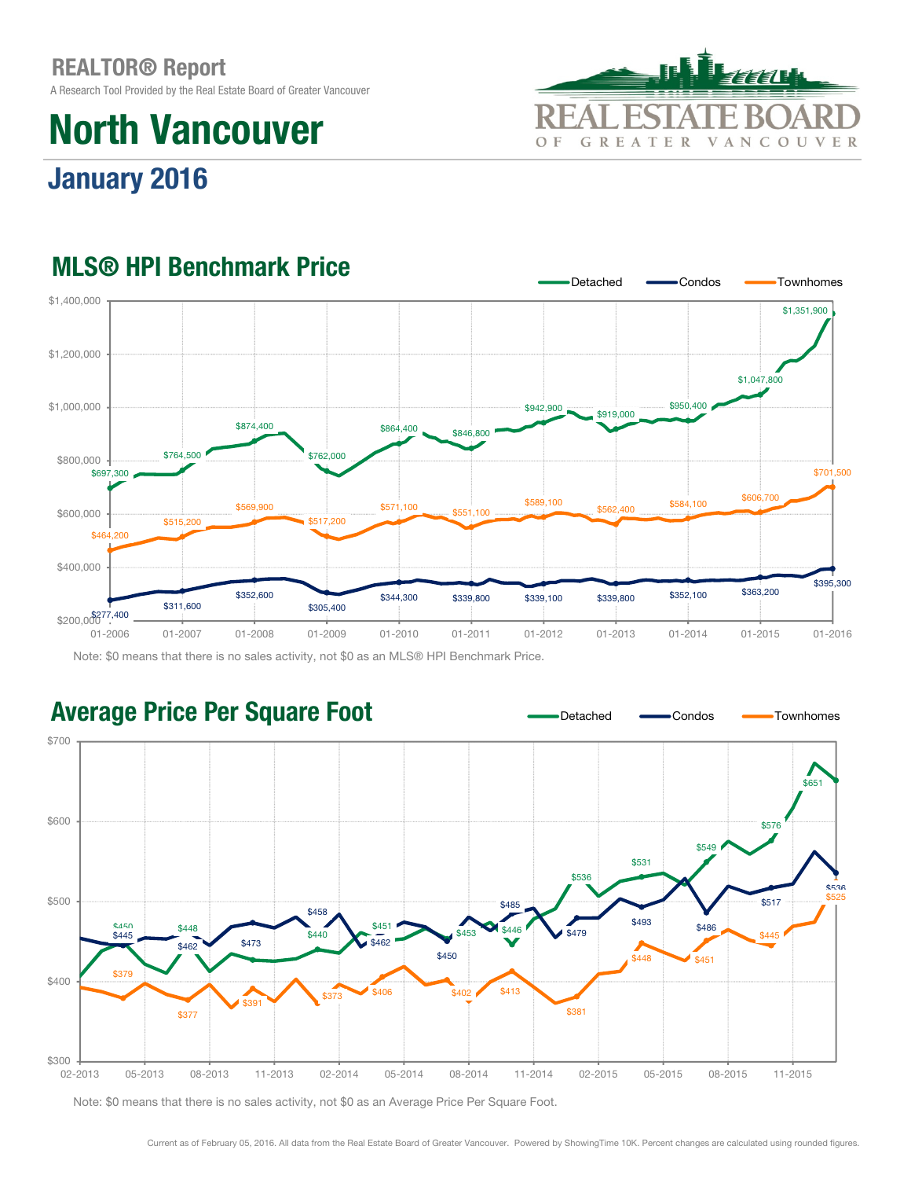REALTOR® Report

A Research Tool Provided by the Real Estate Board of Greater Vancouver

# North Vancouver

## January 2016

## MLS® HPI Benchmark Price

Detached  Condos  Townhomes

$1,400,000
$1,200,000
$1,000,000
$800,000
$600,000
$400,000
$200,000

01-2006 01-2007 01-2008 01-2009 01-2010 01-2011 01-2012 01-2013 01-2014 01-2015 01-2016

$697,300 $764,500 $874,400 $762,000 $864,400 $846,800 $942,900 $919,000 $950,400 $1,047,800 $1,351,900

$464,200 $515,200 $569,900 $517,200 $571,100 $551,100 $589,100 $562,400 $584,100 $606,700 $701,500

$277,400 $311,600 $352,600 $305,400 $344,300 $339,800 $339,100 $339,800 $352,100 $363,200 $395,300

Note: $0 means that there is no sales activity, not $0 as an MLS® HPI Benchmark Price.

## Average Price Per Square Foot

Detached  Condos  Townhomes

$700
$600
$500
$400
$300

02-2013 05-2013 08-2013 11-2013 02-2014 05-2014 08-2014 11-2014 02-2015 05-2015 08-2015 11-2015

$450 $448 $440 $451 $453 $446 $536 $531 $549 $576 $651

$445 $462 $473 $458 $462 $450 $485 $479 $493 $486 $517 $536

$379 $377 $391 $373 $406 $402 $413 $381 $448 $451 $445 $525

Note: $0 means that there is no sales activity, not $0 as an Average Price Per Square Foot.

Current as of February 05, 2016. All data from the Real Estate Board of Greater Vancouver. Powered by ShowingTime 10K. Percent changes are calculated using rounded figures.